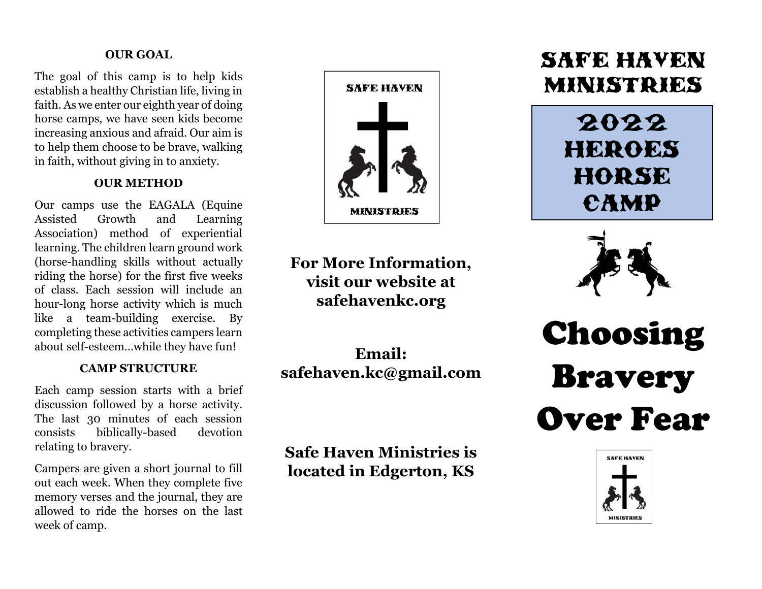### OUR GOAL

The goal of this camp is to help kids establish a healthy Christian life, living in faith. As we enter our eighth year of doing horse camps, we have seen kids become increasing anxious and afraid. Our aim is to help them choose to be brave, walking in faith, without giving in to anxiety.

### OUR METHOD

Our camps use the EAGALA (Equine Assisted Growth and Learning Association) method of experiential learning. The children learn ground work (horse-handling skills without actually riding the horse) for the first five weeks of class. Each session will include an hour-long horse activity which is much like a team-building exercise. By completing these activities campers learn about self-esteem…while they have fun!

### CAMP STRUCTURE

Each camp session starts with a brief discussion followed by a horse activity. The last 30 minutes of each session consists biblically-based devotion relating to bravery.

Campers are given a short journal to fill out each week. When they complete five memory verses and the journal, they are allowed to ride the horses on the last week of camp.

SAFE HAVEN

MINISTRIES

**For More Information, visit our website at safehavenkc.org**

**Email: safehaven.kc@gmail.com**

**Safe Haven Ministries is located in Edgerton, KS**

# SAFE HAVEN MINISTRIES

## 2022 HEROES HORSE CAMP

# Choosing Bravery Over Fear

SAFE HAVEN

MINISTRIES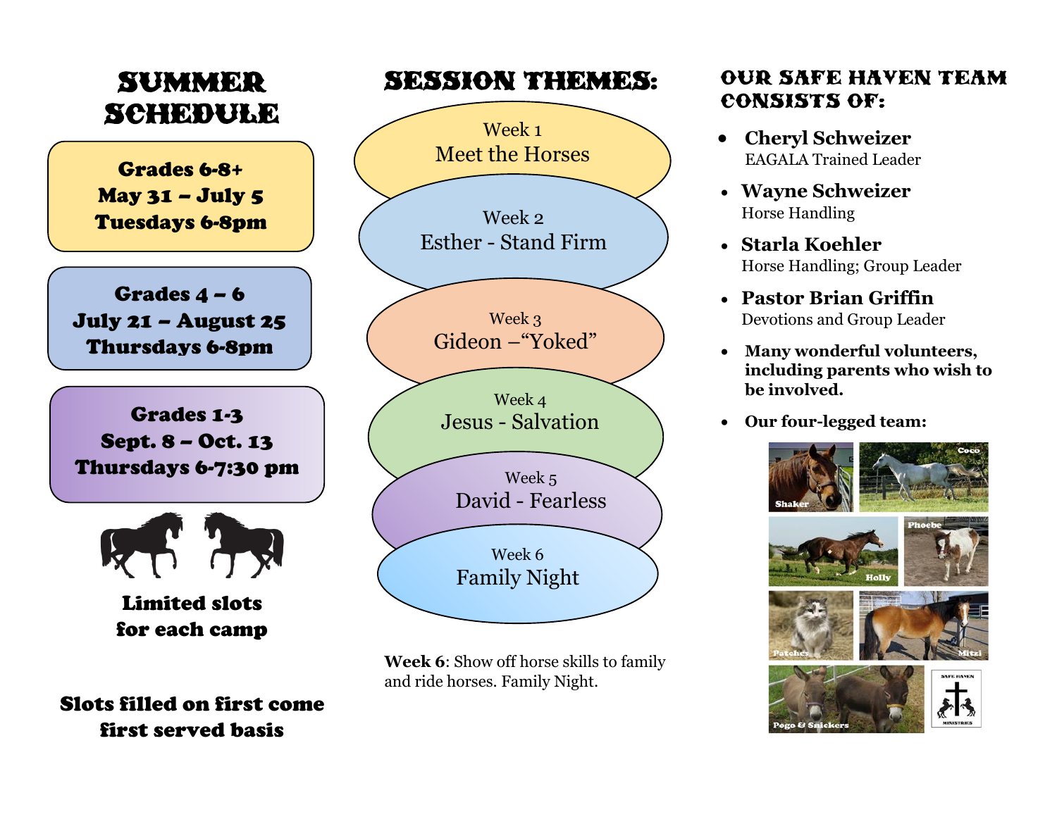# SUMMER SCHEDULE

**Grades 6-8+**
**May 31 – July 5**
**Tuesdays 6-8pm**

**Grades 4 – 6**
**July 21 – August 25**
**Thursdays 6-8pm**

**Grades 1-3**
**Sept. 8 – Oct. 13**
**Thursdays 6-7:30 pm**

**Limited slots for each camp**

**Slots filled on first come first served basis**

# SESSION THEMES:

Week 1
Meet the Horses

Week 2
Esther - Stand Firm

Week 3
Gideon –"Yoked"

Week 4
Jesus - Salvation

Week 5
David - Fearless

Week 6
Family Night

**Week 6**: Show off horse skills to family and ride horses. Family Night.

# OUR SAFE HAVEN TEAM CONSISTS OF:

- **Cheryl Schweizer**
  EAGALA Trained Leader
- **Wayne Schweizer**
  Horse Handling
- **Starla Koehler**
  Horse Handling; Group Leader
- **Pastor Brian Griffin**
  Devotions and Group Leader
- **Many wonderful volunteers, including parents who wish to be involved.**
- **Our four-legged team:**

Shaker
Coco
Holly
Phoebe
Patches
Mitzi
Pogo & Snickers

SAFE HAVEN MINISTRIES